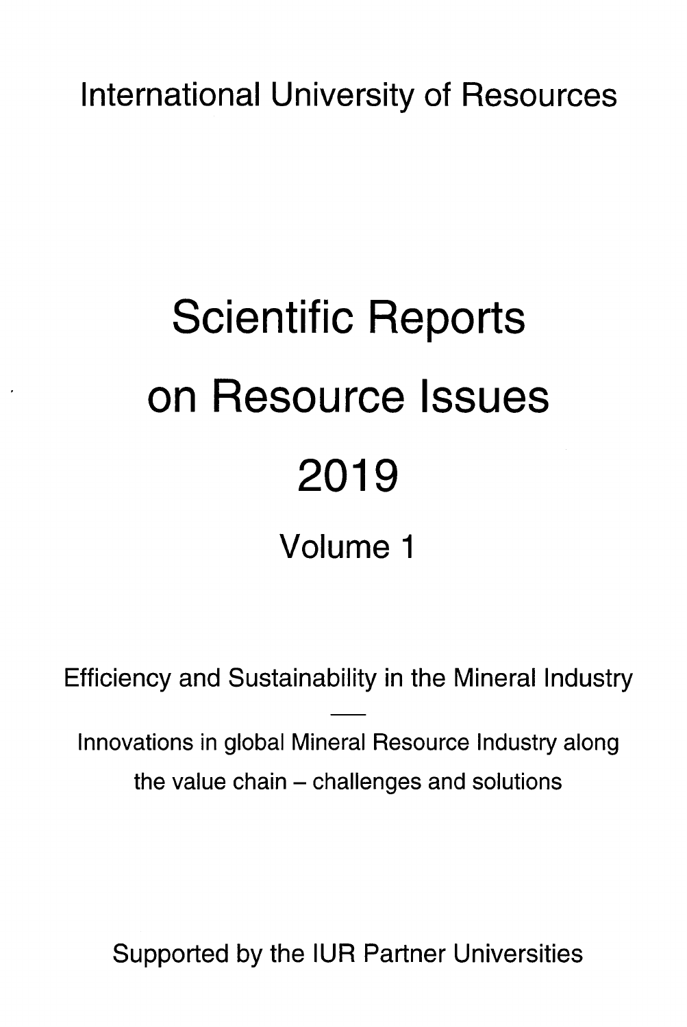International University of Resources

# Scientific Reports on Resource Issues 2019

Volume 1

Efficiency and Sustainability in the Mineral Industry

—

Innovations in global Mineral Resource Industry along the value chain – challenges and solutions

Supported by the IUR Partner Universities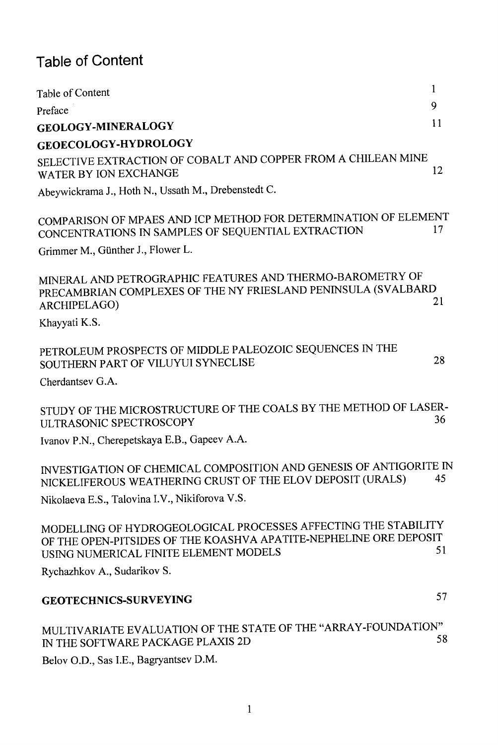# Table of Content

Table of Content 1

Preface 9

**GEOLOGY-MINERALOGY** 11

**GEOECOLOGY-HYDROLOGY**

SELECTIVE EXTRACTION OF COBALT AND COPPER FROM A CHILEAN MINE WATER BY ION EXCHANGE 12

Abeywickrama J., Hoth N., Ussath M., Drebenstedt C.

COMPARISON OF MPAES AND ICP METHOD FOR DETERMINATION OF ELEMENT CONCENTRATIONS IN SAMPLES OF SEQUENTIAL EXTRACTION 17

Grimmer M., Günther J., Flower L.

MINERAL AND PETROGRAPHIC FEATURES AND THERMO-BAROMETRY OF PRECAMBRIAN COMPLEXES OF THE NY FRIESLAND PENINSULA (SVALBARD ARCHIPELAGO) 21

Khayyati K.S.

PETROLEUM PROSPECTS OF MIDDLE PALEOZOIC SEQUENCES IN THE SOUTHERN PART OF VILUYUI SYNECLISE 28

Cherdantsev G.A.

STUDY OF THE MICROSTRUCTURE OF THE COALS BY THE METHOD OF LASER-ULTRASONIC SPECTROSCOPY 36

Ivanov P.N., Cherepetskaya E.B., Gapeev A.A.

INVESTIGATION OF CHEMICAL COMPOSITION AND GENESIS OF ANTIGORITE IN NICKELIFEROUS WEATHERING CRUST OF THE ELOV DEPOSIT (URALS) 45

Nikolaeva E.S., Talovina I.V., Nikiforova V.S.

MODELLING OF HYDROGEOLOGICAL PROCESSES AFFECTING THE STABILITY OF THE OPEN-PITSIDES OF THE KOASHVA APATITE-NEPHELINE ORE DEPOSIT USING NUMERICAL FINITE ELEMENT MODELS 51

Rychazhkov A., Sudarikov S.

**GEOTECHNICS-SURVEYING** 57

MULTIVARIATE EVALUATION OF THE STATE OF THE “ARRAY-FOUNDATION” IN THE SOFTWARE PACKAGE PLAXIS 2D 58

Belov O.D., Sas I.E., Bagryantsev D.M.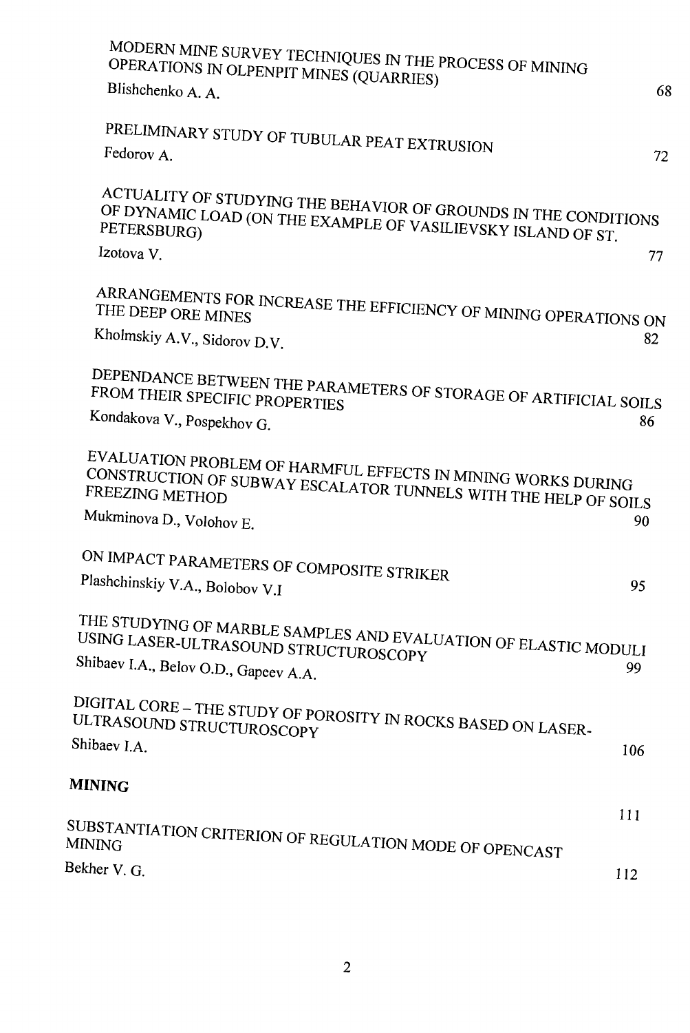MODERN MINE SURVEY TECHNIQUES IN THE PROCESS OF MINING OPERATIONS IN OLPENPIT MINES (QUARRIES)
Blishchenko A. A. 68

PRELIMINARY STUDY OF TUBULAR PEAT EXTRUSION
Fedorov A. 72

ACTUALITY OF STUDYING THE BEHAVIOR OF GROUNDS IN THE CONDITIONS OF DYNAMIC LOAD (ON THE EXAMPLE OF VASILIEVSKY ISLAND OF ST. PETERSBURG)
Izotova V. 77

ARRANGEMENTS FOR INCREASE THE EFFICIENCY OF MINING OPERATIONS ON THE DEEP ORE MINES
Kholmskiy A.V., Sidorov D.V. 82

DEPENDANCE BETWEEN THE PARAMETERS OF STORAGE OF ARTIFICIAL SOILS FROM THEIR SPECIFIC PROPERTIES
Kondakova V., Pospekhov G. 86

EVALUATION PROBLEM OF HARMFUL EFFECTS IN MINING WORKS DURING CONSTRUCTION OF SUBWAY ESCALATOR TUNNELS WITH THE HELP OF SOILS FREEZING METHOD
Mukminova D., Volohov E. 90

ON IMPACT PARAMETERS OF COMPOSITE STRIKER
Plashchinskiy V.A., Bolobov V.I 95

THE STUDYING OF MARBLE SAMPLES AND EVALUATION OF ELASTIC MODULI USING LASER-ULTRASOUND STRUCTUROSCOPY
Shibaev I.A., Belov O.D., Gapeev A.A. 99

DIGITAL CORE – THE STUDY OF POROSITY IN ROCKS BASED ON LASER-ULTRASOUND STRUCTUROSCOPY
Shibaev I.A. 106

**MINING** 111

SUBSTANTIATION CRITERION OF REGULATION MODE OF OPENCAST MINING
Bekher V. G. 112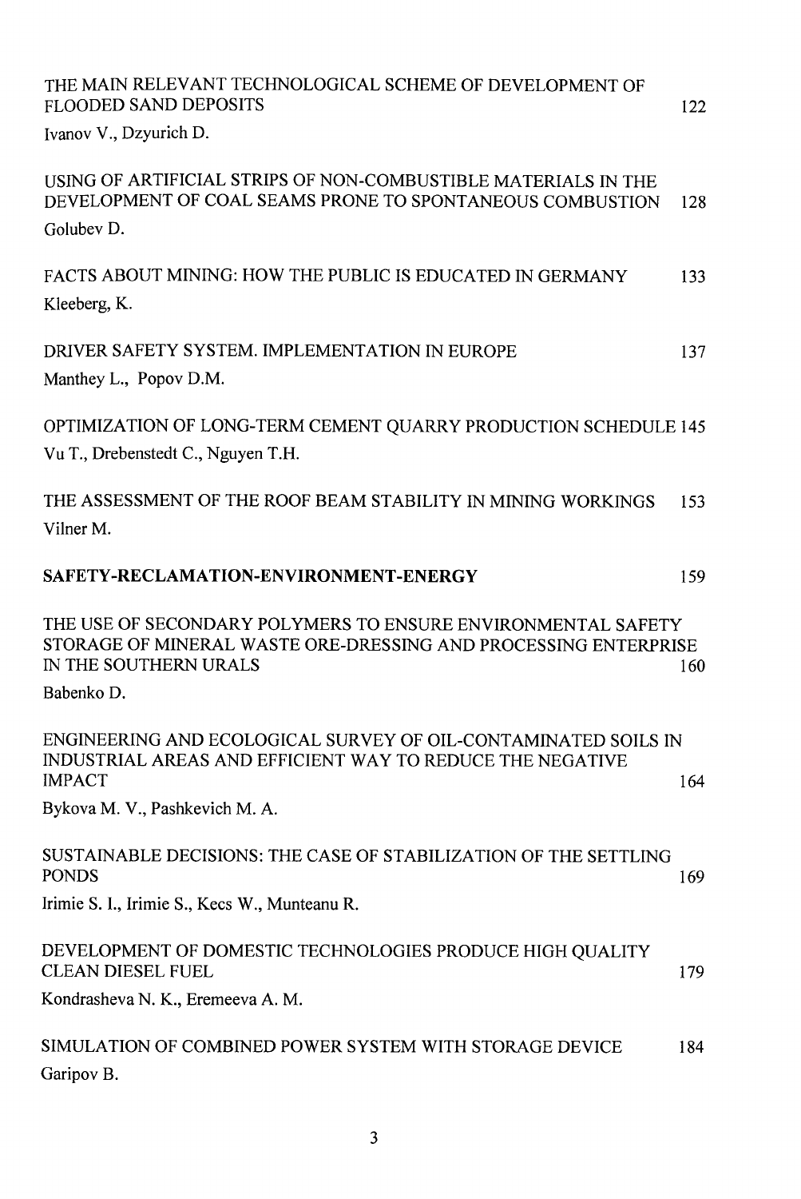THE MAIN RELEVANT TECHNOLOGICAL SCHEME OF DEVELOPMENT OF FLOODED SAND DEPOSITS 122

Ivanov V., Dzyurich D.

USING OF ARTIFICIAL STRIPS OF NON-COMBUSTIBLE MATERIALS IN THE DEVELOPMENT OF COAL SEAMS PRONE TO SPONTANEOUS COMBUSTION 128

Golubev D.

FACTS ABOUT MINING: HOW THE PUBLIC IS EDUCATED IN GERMANY 133

Kleeberg, K.

DRIVER SAFETY SYSTEM. IMPLEMENTATION IN EUROPE 137

Manthey L., Popov D.M.

OPTIMIZATION OF LONG-TERM CEMENT QUARRY PRODUCTION SCHEDULE 145

Vu T., Drebenstedt C., Nguyen T.H.

THE ASSESSMENT OF THE ROOF BEAM STABILITY IN MINING WORKINGS 153

Vilner M.

**SAFETY-RECLAMATION-ENVIRONMENT-ENERGY** 159

THE USE OF SECONDARY POLYMERS TO ENSURE ENVIRONMENTAL SAFETY STORAGE OF MINERAL WASTE ORE-DRESSING AND PROCESSING ENTERPRISE IN THE SOUTHERN URALS 160

Babenko D.

ENGINEERING AND ECOLOGICAL SURVEY OF OIL-CONTAMINATED SOILS IN INDUSTRIAL AREAS AND EFFICIENT WAY TO REDUCE THE NEGATIVE IMPACT 164

Bykova M. V., Pashkevich M. A.

SUSTAINABLE DECISIONS: THE CASE OF STABILIZATION OF THE SETTLING PONDS 169

Irimie S. I., Irimie S., Kecs W., Munteanu R.

DEVELOPMENT OF DOMESTIC TECHNOLOGIES PRODUCE HIGH QUALITY CLEAN DIESEL FUEL 179

Kondrasheva N. K., Eremeeva A. M.

SIMULATION OF COMBINED POWER SYSTEM WITH STORAGE DEVICE 184

Garipov B.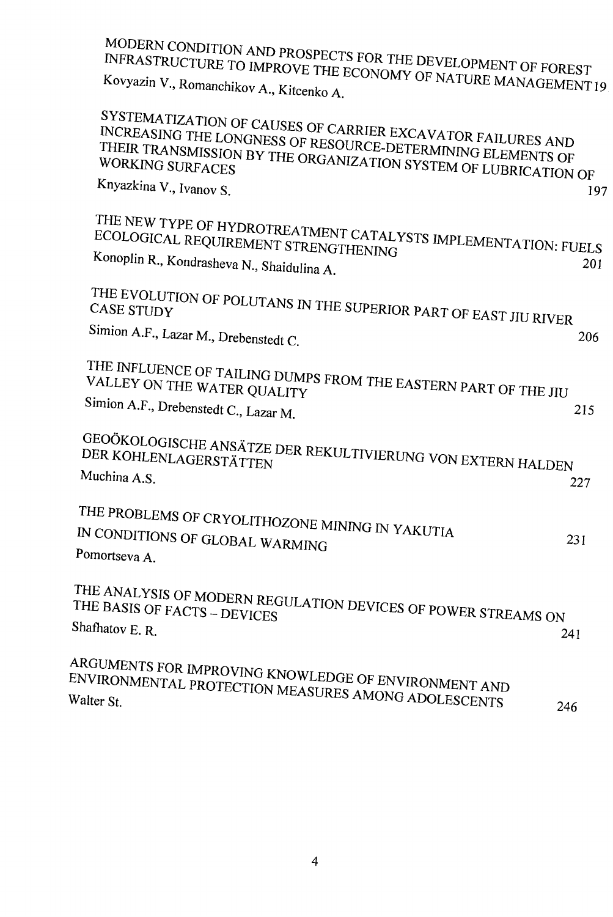MODERN CONDITION AND PROSPECTS FOR THE DEVELOPMENT OF FOREST INFRASTRUCTURE TO IMPROVE THE ECONOMY OF NATURE MANAGEMENT 19
Kovyazin V., Romanchikov A., Kitcenko A.

SYSTEMATIZATION OF CAUSES OF CARRIER EXCAVATOR FAILURES AND INCREASING THE LONGNESS OF RESOURCE-DETERMINING ELEMENTS OF THEIR TRANSMISSION BY THE ORGANIZATION SYSTEM OF LUBRICATION OF WORKING SURFACES
Knyazkina V., Ivanov S. 197

THE NEW TYPE OF HYDROTREATMENT CATALYSTS IMPLEMENTATION: FUELS ECOLOGICAL REQUIREMENT STRENGTHENING
Konoplin R., Kondrasheva N., Shaidulina A. 201

THE EVOLUTION OF POLUTANS IN THE SUPERIOR PART OF EAST JIU RIVER CASE STUDY
Simion A.F., Lazar M., Drebenstedt C. 206

THE INFLUENCE OF TAILING DUMPS FROM THE EASTERN PART OF THE JIU VALLEY ON THE WATER QUALITY
Simion A.F., Drebenstedt C., Lazar M. 215

GEOÖKOLOGISCHE ANSÄTZE DER REKULTIVIERUNG VON EXTERN HALDEN DER KOHLENLAGERSTÄTTEN
Muchina A.S. 227

THE PROBLEMS OF CRYOLITHOZONE MINING IN YAKUTIA IN CONDITIONS OF GLOBAL WARMING 231
Pomortseva A.

THE ANALYSIS OF MODERN REGULATION DEVICES OF POWER STREAMS ON THE BASIS OF FACTS – DEVICES
Shafhatov E. R. 241

ARGUMENTS FOR IMPROVING KNOWLEDGE OF ENVIRONMENT AND ENVIRONMENTAL PROTECTION MEASURES AMONG ADOLESCENTS
Walter St. 246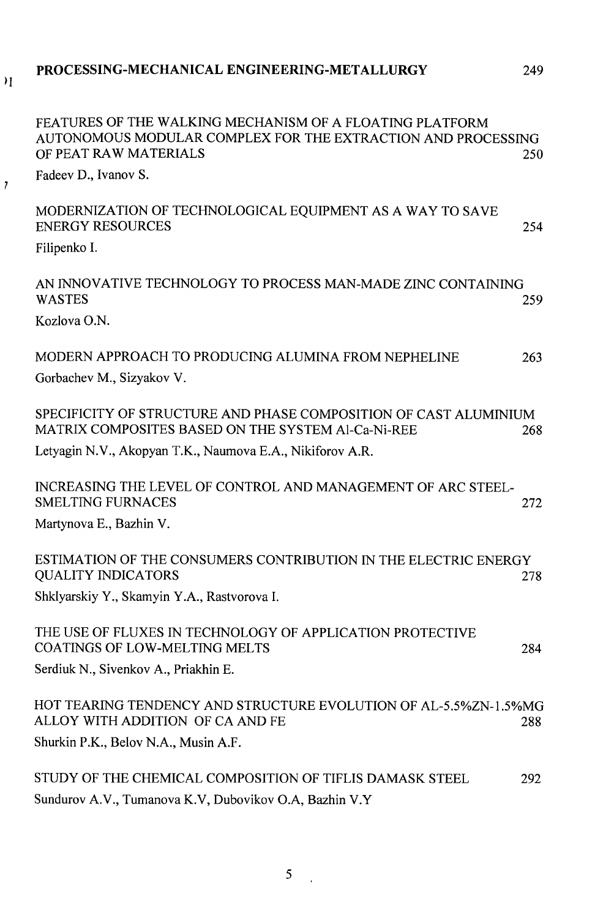**PROCESSING-MECHANICAL ENGINEERING-METALLURGY** 249

FEATURES OF THE WALKING MECHANISM OF A FLOATING PLATFORM AUTONOMOUS MODULAR COMPLEX FOR THE EXTRACTION AND PROCESSING OF PEAT RAW MATERIALS 250

Fadeev D., Ivanov S.

MODERNIZATION OF TECHNOLOGICAL EQUIPMENT AS A WAY TO SAVE ENERGY RESOURCES 254

Filipenko I.

AN INNOVATIVE TECHNOLOGY TO PROCESS MAN-MADE ZINC CONTAINING WASTES 259

Kozlova O.N.

MODERN APPROACH TO PRODUCING ALUMINA FROM NEPHELINE 263

Gorbachev M., Sizyakov V.

SPECIFICITY OF STRUCTURE AND PHASE COMPOSITION OF CAST ALUMINIUM MATRIX COMPOSITES BASED ON THE SYSTEM Al-Ca-Ni-REE 268

Letyagin N.V., Akopyan T.K., Naumova E.A., Nikiforov A.R.

INCREASING THE LEVEL OF CONTROL AND MANAGEMENT OF ARC STEEL-SMELTING FURNACES 272

Martynova E., Bazhin V.

ESTIMATION OF THE CONSUMERS CONTRIBUTION IN THE ELECTRIC ENERGY QUALITY INDICATORS 278

Shklyarskiy Y., Skamyin Y.A., Rastvorova I.

THE USE OF FLUXES IN TECHNOLOGY OF APPLICATION PROTECTIVE COATINGS OF LOW-MELTING MELTS 284

Serdiuk N., Sivenkov A., Priakhin E.

HOT TEARING TENDENCY AND STRUCTURE EVOLUTION OF AL-5.5%ZN-1.5%MG ALLOY WITH ADDITION OF CA AND FE 288

Shurkin P.K., Belov N.A., Musin A.F.

STUDY OF THE CHEMICAL COMPOSITION OF TIFLIS DAMASK STEEL 292

Sundurov A.V., Tumanova K.V, Dubovikov O.A, Bazhin V.Y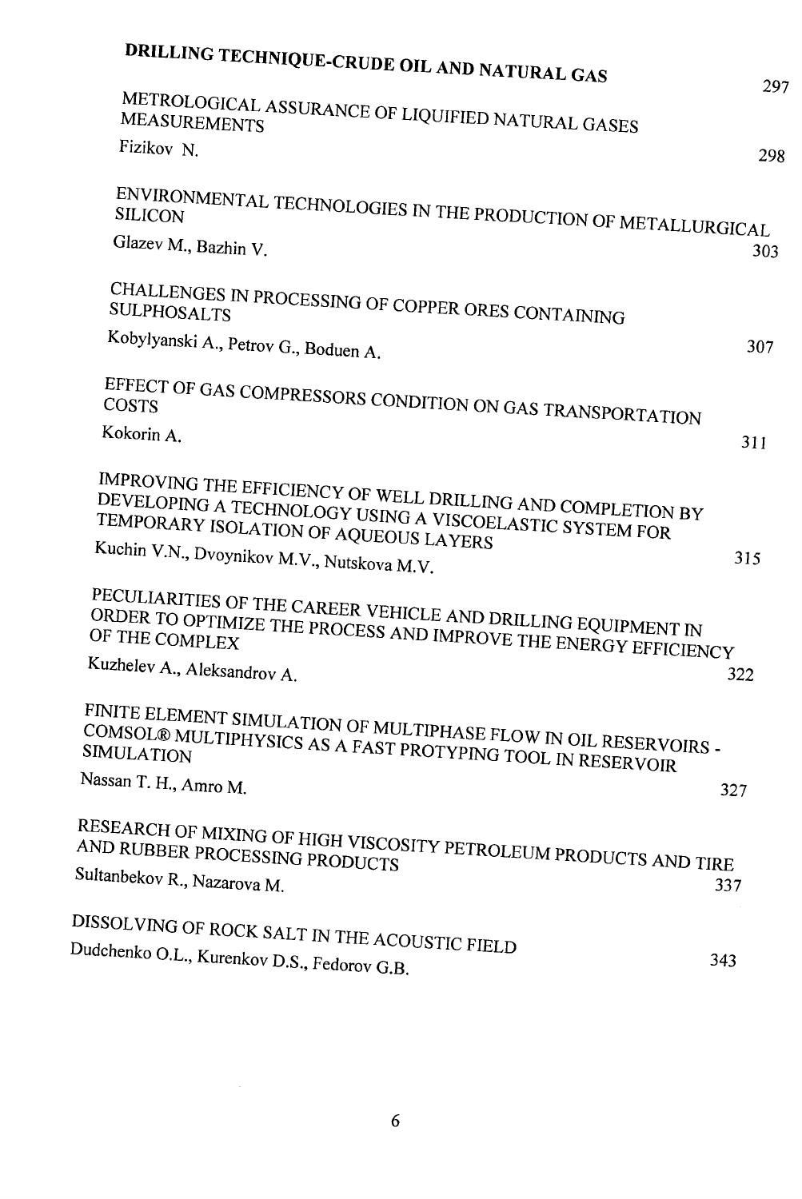## DRILLING TECHNIQUE-CRUDE OIL AND NATURAL GAS 297

METROLOGICAL ASSURANCE OF LIQUIFIED NATURAL GASES MEASUREMENTS
Fizikov N. 298

ENVIRONMENTAL TECHNOLOGIES IN THE PRODUCTION OF METALLURGICAL SILICON
Glazev M., Bazhin V. 303

CHALLENGES IN PROCESSING OF COPPER ORES CONTAINING SULPHOSALTS
Kobylyanski A., Petrov G., Boduen A. 307

EFFECT OF GAS COMPRESSORS CONDITION ON GAS TRANSPORTATION COSTS
Kokorin A. 311

IMPROVING THE EFFICIENCY OF WELL DRILLING AND COMPLETION BY DEVELOPING A TECHNOLOGY USING A VISCOELASTIC SYSTEM FOR TEMPORARY ISOLATION OF AQUEOUS LAYERS
Kuchin V.N., Dvoynikov M.V., Nutskova M.V. 315

PECULIARITIES OF THE CAREER VEHICLE AND DRILLING EQUIPMENT IN ORDER TO OPTIMIZE THE PROCESS AND IMPROVE THE ENERGY EFFICIENCY OF THE COMPLEX
Kuzhelev A., Aleksandrov A. 322

FINITE ELEMENT SIMULATION OF MULTIPHASE FLOW IN OIL RESERVOIRS - COMSOL® MULTIPHYSICS AS A FAST PROTYPING TOOL IN RESERVOIR SIMULATION
Nassan T. H., Amro M. 327

RESEARCH OF MIXING OF HIGH VISCOSITY PETROLEUM PRODUCTS AND TIRE AND RUBBER PROCESSING PRODUCTS
Sultanbekov R., Nazarova M. 337

DISSOLVING OF ROCK SALT IN THE ACOUSTIC FIELD
Dudchenko O.L., Kurenkov D.S., Fedorov G.B. 343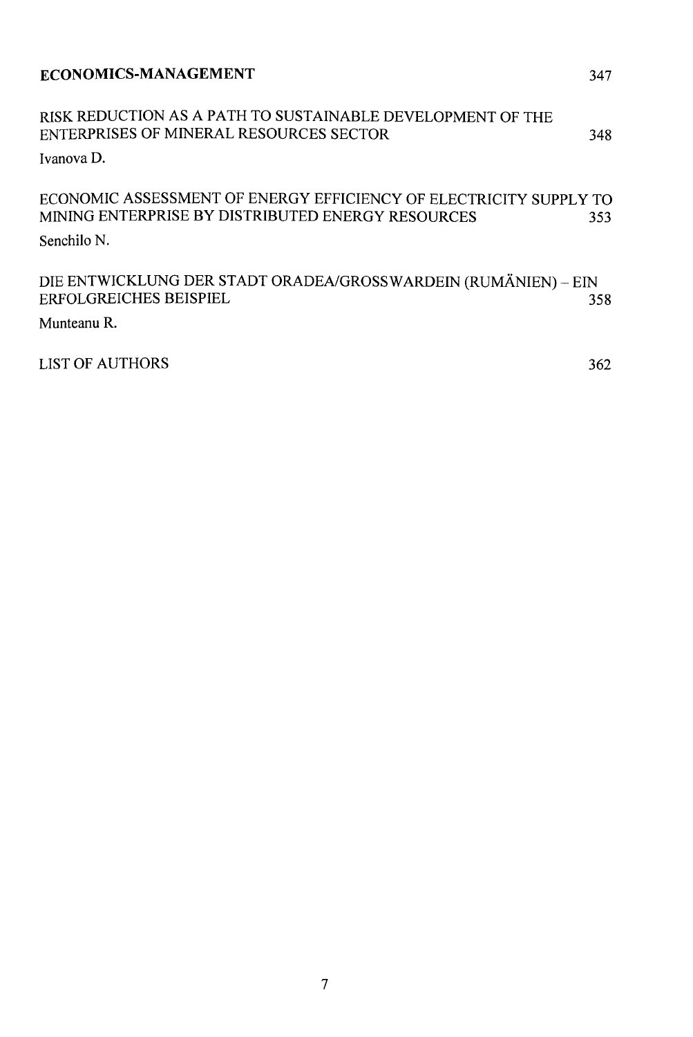**ECONOMICS-MANAGEMENT** 347

RISK REDUCTION AS A PATH TO SUSTAINABLE DEVELOPMENT OF THE ENTERPRISES OF MINERAL RESOURCES SECTOR 348

Ivanova D.

ECONOMIC ASSESSMENT OF ENERGY EFFICIENCY OF ELECTRICITY SUPPLY TO MINING ENTERPRISE BY DISTRIBUTED ENERGY RESOURCES 353

Senchilo N.

DIE ENTWICKLUNG DER STADT ORADEA/GROSSWARDEIN (RUMÄNIEN) – EIN ERFOLGREICHES BEISPIEL 358

Munteanu R.

LIST OF AUTHORS 362